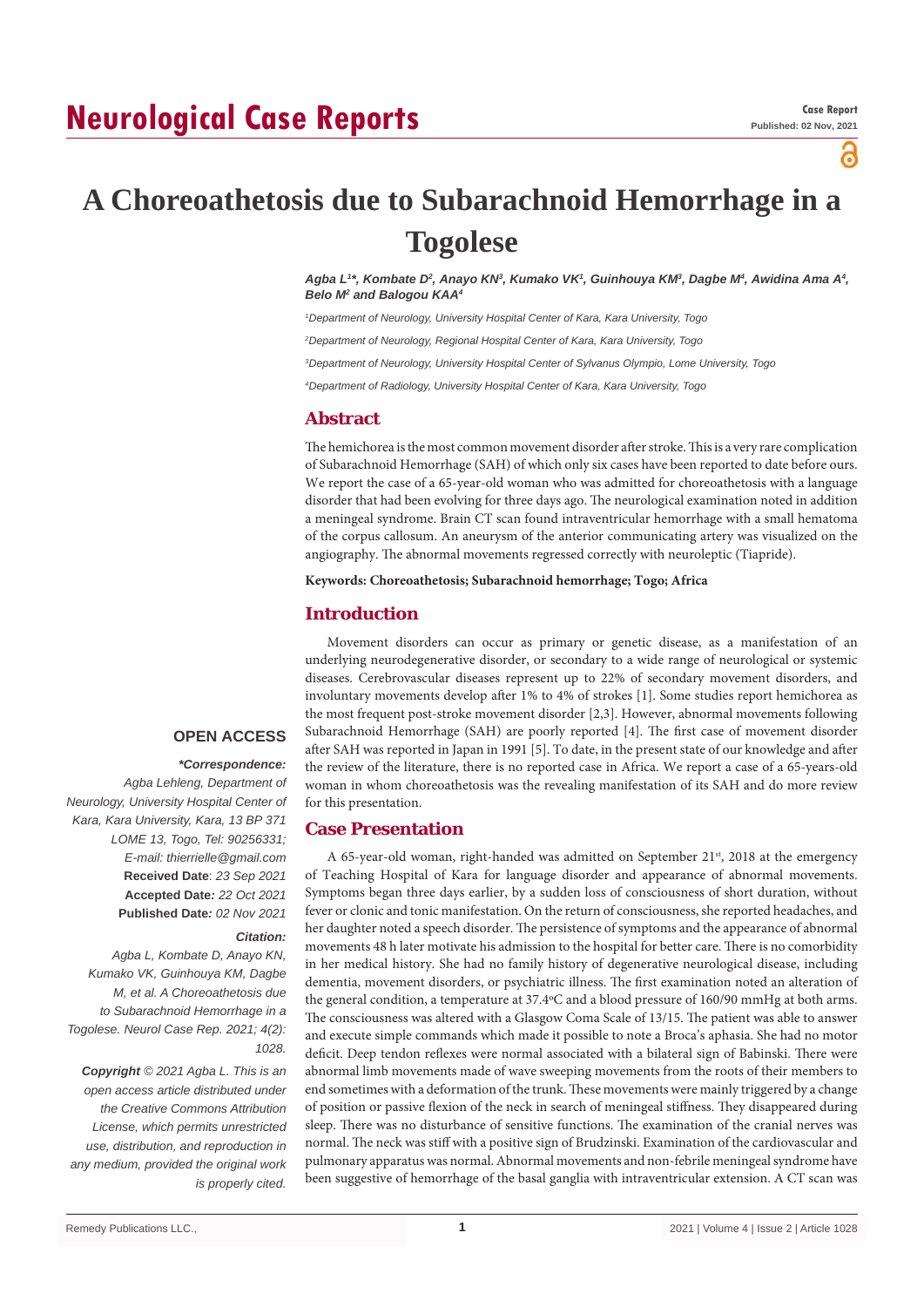Neurological Case Reports

Case Report
Published: 02 Nov, 2021

# A Choreoathetosis due to Subarachnoid Hemorrhage in a Togolese

*Agba L[1]\*, Kombate D[2], Anayo KN[3], Kumako VK[1], Guinhouya KM[3], Dagbe M[4], Awidina Ama A[4], Belo M[2] and Balogou KAA[4]*

[1]*Department of Neurology, University Hospital Center of Kara, Kara University, Togo*

[2]*Department of Neurology, Regional Hospital Center of Kara, Kara University, Togo*

[3]*Department of Neurology, University Hospital Center of Sylvanus Olympio, Lome University, Togo*

[4]*Department of Radiology, University Hospital Center of Kara, Kara University, Togo*

## Abstract

The hemichorea is the most common movement disorder after stroke. This is a very rare complication of Subarachnoid Hemorrhage (SAH) of which only six cases have been reported to date before ours. We report the case of a 65-year-old woman who was admitted for choreoathetosis with a language disorder that had been evolving for three days ago. The neurological examination noted in addition a meningeal syndrome. Brain CT scan found intraventricular hemorrhage with a small hematoma of the corpus callosum. An aneurysm of the anterior communicating artery was visualized on the angiography. The abnormal movements regressed correctly with neuroleptic (Tiapride).

**Keywords: Choreoathetosis; Subarachnoid hemorrhage; Togo; Africa**

## Introduction

Movement disorders can occur as primary or genetic disease, as a manifestation of an underlying neurodegenerative disorder, or secondary to a wide range of neurological or systemic diseases. Cerebrovascular diseases represent up to 22% of secondary movement disorders, and involuntary movements develop after 1% to 4% of strokes [1]. Some studies report hemichorea as the most frequent post-stroke movement disorder [2,3]. However, abnormal movements following Subarachnoid Hemorrhage (SAH) are poorly reported [4]. The first case of movement disorder after SAH was reported in Japan in 1991 [5]. To date, in the present state of our knowledge and after the review of the literature, there is no reported case in Africa. We report a case of a 65-years-old woman in whom choreoathetosis was the revealing manifestation of its SAH and do more review for this presentation.

## Case Presentation

A 65-year-old woman, right-handed was admitted on September 21st, 2018 at the emergency of Teaching Hospital of Kara for language disorder and appearance of abnormal movements. Symptoms began three days earlier, by a sudden loss of consciousness of short duration, without fever or clonic and tonic manifestation. On the return of consciousness, she reported headaches, and her daughter noted a speech disorder. The persistence of symptoms and the appearance of abnormal movements 48 h later motivate his admission to the hospital for better care. There is no comorbidity in her medical history. She had no family history of degenerative neurological disease, including dementia, movement disorders, or psychiatric illness. The first examination noted an alteration of the general condition, a temperature at 37.4ºC and a blood pressure of 160/90 mmHg at both arms. The consciousness was altered with a Glasgow Coma Scale of 13/15. The patient was able to answer and execute simple commands which made it possible to note a Broca's aphasia. She had no motor deficit. Deep tendon reflexes were normal associated with a bilateral sign of Babinski. There were abnormal limb movements made of wave sweeping movements from the roots of their members to end sometimes with a deformation of the trunk. These movements were mainly triggered by a change of position or passive flexion of the neck in search of meningeal stiffness. They disappeared during sleep. There was no disturbance of sensitive functions. The examination of the cranial nerves was normal. The neck was stiff with a positive sign of Brudzinski. Examination of the cardiovascular and pulmonary apparatus was normal. Abnormal movements and non-febrile meningeal syndrome have been suggestive of hemorrhage of the basal ganglia with intraventricular extension. A CT scan was

**OPEN ACCESS**

***Correspondence:***

*Agba Lehleng, Department of Neurology, University Hospital Center of Kara, Kara University, Kara, 13 BP 371 LOME 13, Togo, Tel: 90256331; E-mail: thierrielle@gmail.com*

**Received Date**: *23 Sep 2021*

**Accepted Date***: 22 Oct 2021*

**Published Date***: 02 Nov 2021*

***Citation:***

*Agba L, Kombate D, Anayo KN, Kumako VK, Guinhouya KM, Dagbe M, et al. A Choreoathetosis due to Subarachnoid Hemorrhage in a Togolese. Neurol Case Rep. 2021; 4(2): 1028.*

***Copyright** © 2021 Agba L. This is an open access article distributed under the Creative Commons Attribution License, which permits unrestricted use, distribution, and reproduction in any medium, provided the original work is properly cited.*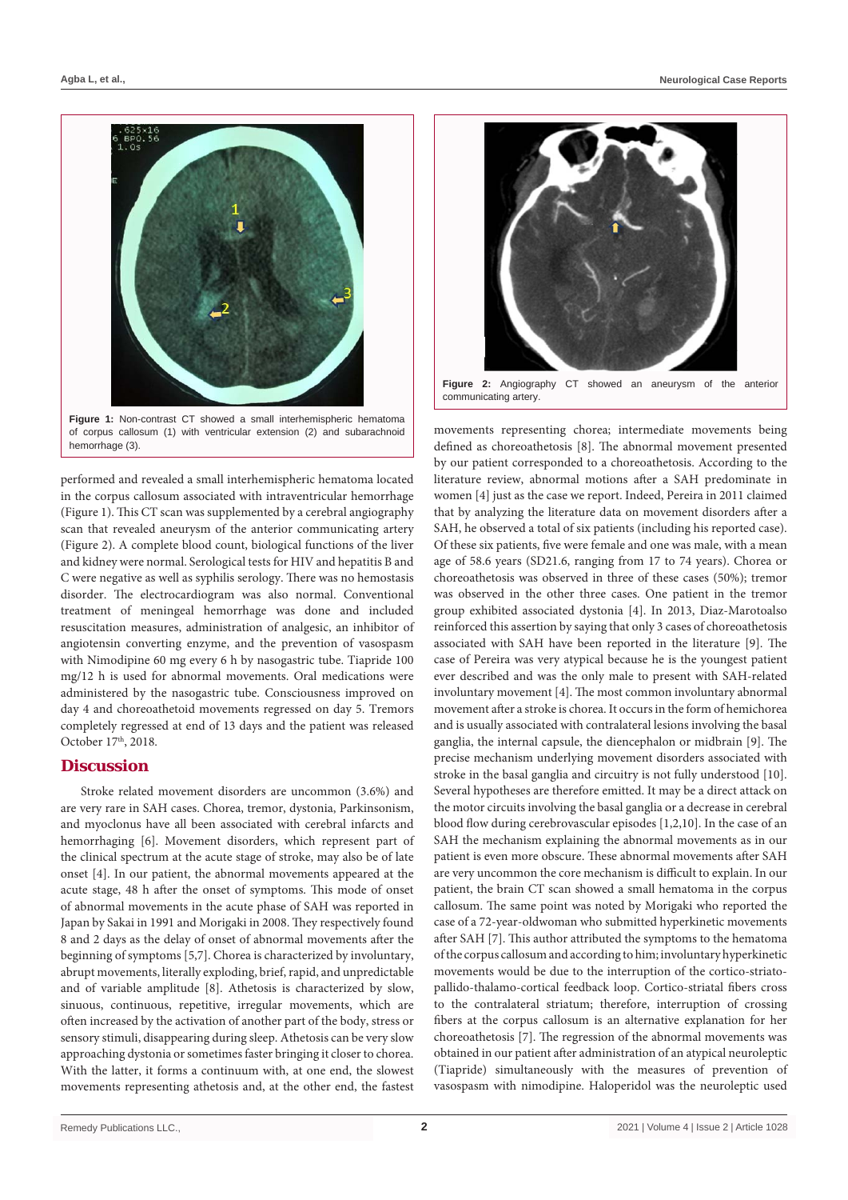**Figure 1:** Non-contrast CT showed a small interhemispheric hematoma of corpus callosum (1) with ventricular extension (2) and subarachnoid hemorrhage (3).

**Figure 2:** Angiography CT showed an aneurysm of the anterior communicating artery.

performed and revealed a small interhemispheric hematoma located in the corpus callosum associated with intraventricular hemorrhage (Figure 1). This CT scan was supplemented by a cerebral angiography scan that revealed aneurysm of the anterior communicating artery (Figure 2). A complete blood count, biological functions of the liver and kidney were normal. Serological tests for HIV and hepatitis B and C were negative as well as syphilis serology. There was no hemostasis disorder. The electrocardiogram was also normal. Conventional treatment of meningeal hemorrhage was done and included resuscitation measures, administration of analgesic, an inhibitor of angiotensin converting enzyme, and the prevention of vasospasm with Nimodipine 60 mg every 6 h by nasogastric tube. Tiapride 100 mg/12 h is used for abnormal movements. Oral medications were administered by the nasogastric tube. Consciousness improved on day 4 and choreoathetoid movements regressed on day 5. Tremors completely regressed at end of 13 days and the patient was released October 17th, 2018.

## Discussion

Stroke related movement disorders are uncommon (3.6%) and are very rare in SAH cases. Chorea, tremor, dystonia, Parkinsonism, and myoclonus have all been associated with cerebral infarcts and hemorrhaging [6]. Movement disorders, which represent part of the clinical spectrum at the acute stage of stroke, may also be of late onset [4]. In our patient, the abnormal movements appeared at the acute stage, 48 h after the onset of symptoms. This mode of onset of abnormal movements in the acute phase of SAH was reported in Japan by Sakai in 1991 and Morigaki in 2008. They respectively found 8 and 2 days as the delay of onset of abnormal movements after the beginning of symptoms [5,7]. Chorea is characterized by involuntary, abrupt movements, literally exploding, brief, rapid, and unpredictable and of variable amplitude [8]. Athetosis is characterized by slow, sinuous, continuous, repetitive, irregular movements, which are often increased by the activation of another part of the body, stress or sensory stimuli, disappearing during sleep. Athetosis can be very slow approaching dystonia or sometimes faster bringing it closer to chorea. With the latter, it forms a continuum with, at one end, the slowest movements representing athetosis and, at the other end, the fastest movements representing chorea; intermediate movements being defined as choreoathetosis [8]. The abnormal movement presented by our patient corresponded to a choreoathetosis. According to the literature review, abnormal motions after a SAH predominate in women [4] just as the case we report. Indeed, Pereira in 2011 claimed that by analyzing the literature data on movement disorders after a SAH, he observed a total of six patients (including his reported case). Of these six patients, five were female and one was male, with a mean age of 58.6 years (SD21.6, ranging from 17 to 74 years). Chorea or choreoathetosis was observed in three of these cases (50%); tremor was observed in the other three cases. One patient in the tremor group exhibited associated dystonia [4]. In 2013, Diaz-Marotoalso reinforced this assertion by saying that only 3 cases of choreoathetosis associated with SAH have been reported in the literature [9]. The case of Pereira was very atypical because he is the youngest patient ever described and was the only male to present with SAH-related involuntary movement [4]. The most common involuntary abnormal movement after a stroke is chorea. It occurs in the form of hemichorea and is usually associated with contralateral lesions involving the basal ganglia, the internal capsule, the diencephalon or midbrain [9]. The precise mechanism underlying movement disorders associated with stroke in the basal ganglia and circuitry is not fully understood [10]. Several hypotheses are therefore emitted. It may be a direct attack on the motor circuits involving the basal ganglia or a decrease in cerebral blood flow during cerebrovascular episodes [1,2,10]. In the case of an SAH the mechanism explaining the abnormal movements as in our patient is even more obscure. These abnormal movements after SAH are very uncommon the core mechanism is difficult to explain. In our patient, the brain CT scan showed a small hematoma in the corpus callosum. The same point was noted by Morigaki who reported the case of a 72-year-oldwoman who submitted hyperkinetic movements after SAH [7]. This author attributed the symptoms to the hematoma of the corpus callosum and according to him; involuntary hyperkinetic movements would be due to the interruption of the cortico-striato-pallido-thalamo-cortical feedback loop. Cortico-striatal fibers cross to the contralateral striatum; therefore, interruption of crossing fibers at the corpus callosum is an alternative explanation for her choreoathetosis [7]. The regression of the abnormal movements was obtained in our patient after administration of an atypical neuroleptic (Tiapride) simultaneously with the measures of prevention of vasospasm with nimodipine. Haloperidol was the neuroleptic used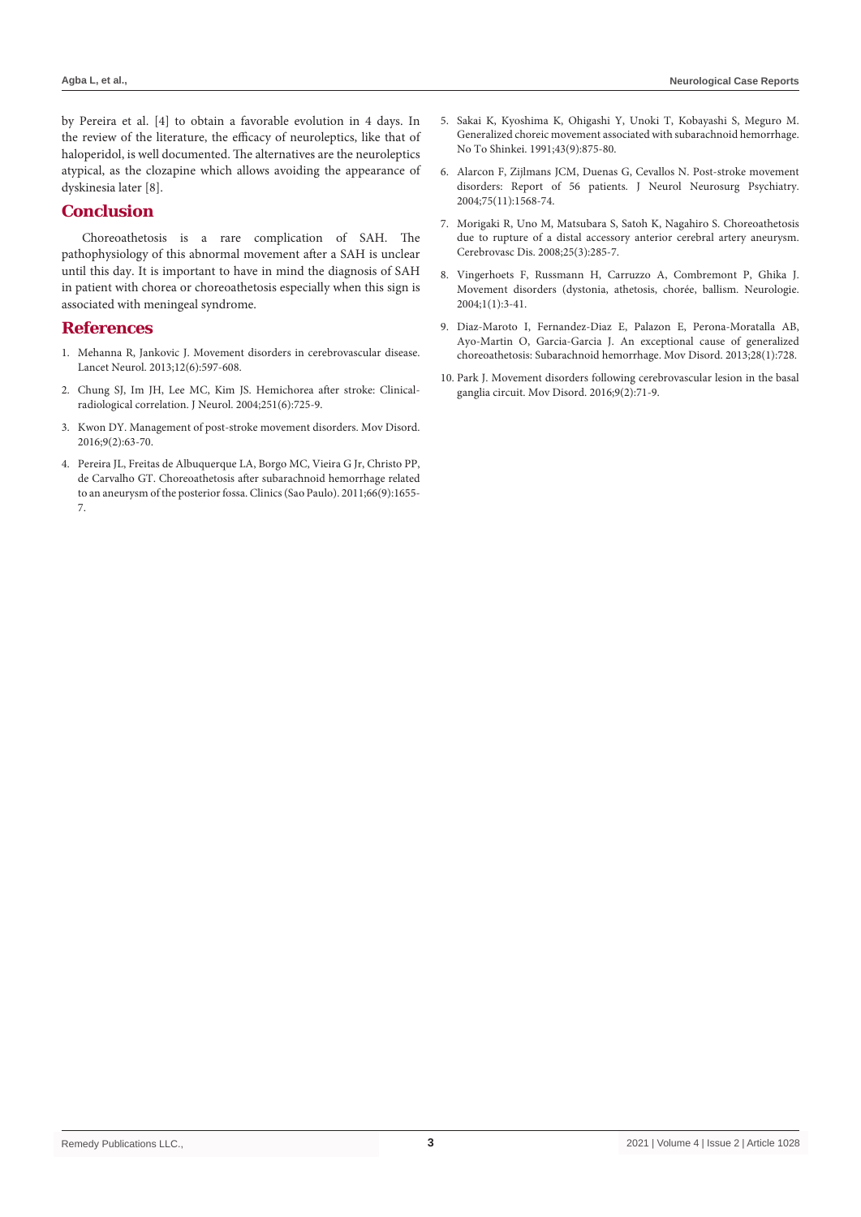by Pereira et al. [4] to obtain a favorable evolution in 4 days. In the review of the literature, the efficacy of neuroleptics, like that of haloperidol, is well documented. The alternatives are the neuroleptics atypical, as the clozapine which allows avoiding the appearance of dyskinesia later [8].

## Conclusion

Choreoathetosis is a rare complication of SAH. The pathophysiology of this abnormal movement after a SAH is unclear until this day. It is important to have in mind the diagnosis of SAH in patient with chorea or choreoathetosis especially when this sign is associated with meningeal syndrome.

## References

1. Mehanna R, Jankovic J. Movement disorders in cerebrovascular disease. Lancet Neurol. 2013;12(6):597-608.
2. Chung SJ, Im JH, Lee MC, Kim JS. Hemichorea after stroke: Clinical-radiological correlation. J Neurol. 2004;251(6):725-9.
3. Kwon DY. Management of post-stroke movement disorders. Mov Disord. 2016;9(2):63-70.
4. Pereira JL, Freitas de Albuquerque LA, Borgo MC, Vieira G Jr, Christo PP, de Carvalho GT. Choreoathetosis after subarachnoid hemorrhage related to an aneurysm of the posterior fossa. Clinics (Sao Paulo). 2011;66(9):1655-7.
5. Sakai K, Kyoshima K, Ohigashi Y, Unoki T, Kobayashi S, Meguro M. Generalized choreic movement associated with subarachnoid hemorrhage. No To Shinkei. 1991;43(9):875-80.
6. Alarcon F, Zijlmans JCM, Duenas G, Cevallos N. Post-stroke movement disorders: Report of 56 patients. J Neurol Neurosurg Psychiatry. 2004;75(11):1568-74.
7. Morigaki R, Uno M, Matsubara S, Satoh K, Nagahiro S. Choreoathetosis due to rupture of a distal accessory anterior cerebral artery aneurysm. Cerebrovasc Dis. 2008;25(3):285-7.
8. Vingerhoets F, Russmann H, Carruzzo A, Combremont P, Ghika J. Movement disorders (dystonia, athetosis, chorée, ballism. Neurologie. 2004;1(1):3-41.
9. Diaz-Maroto I, Fernandez-Diaz E, Palazon E, Perona-Moratalla AB, Ayo-Martin O, Garcia-Garcia J. An exceptional cause of generalized choreoathetosis: Subarachnoid hemorrhage. Mov Disord. 2013;28(1):728.
10. Park J. Movement disorders following cerebrovascular lesion in the basal ganglia circuit. Mov Disord. 2016;9(2):71-9.